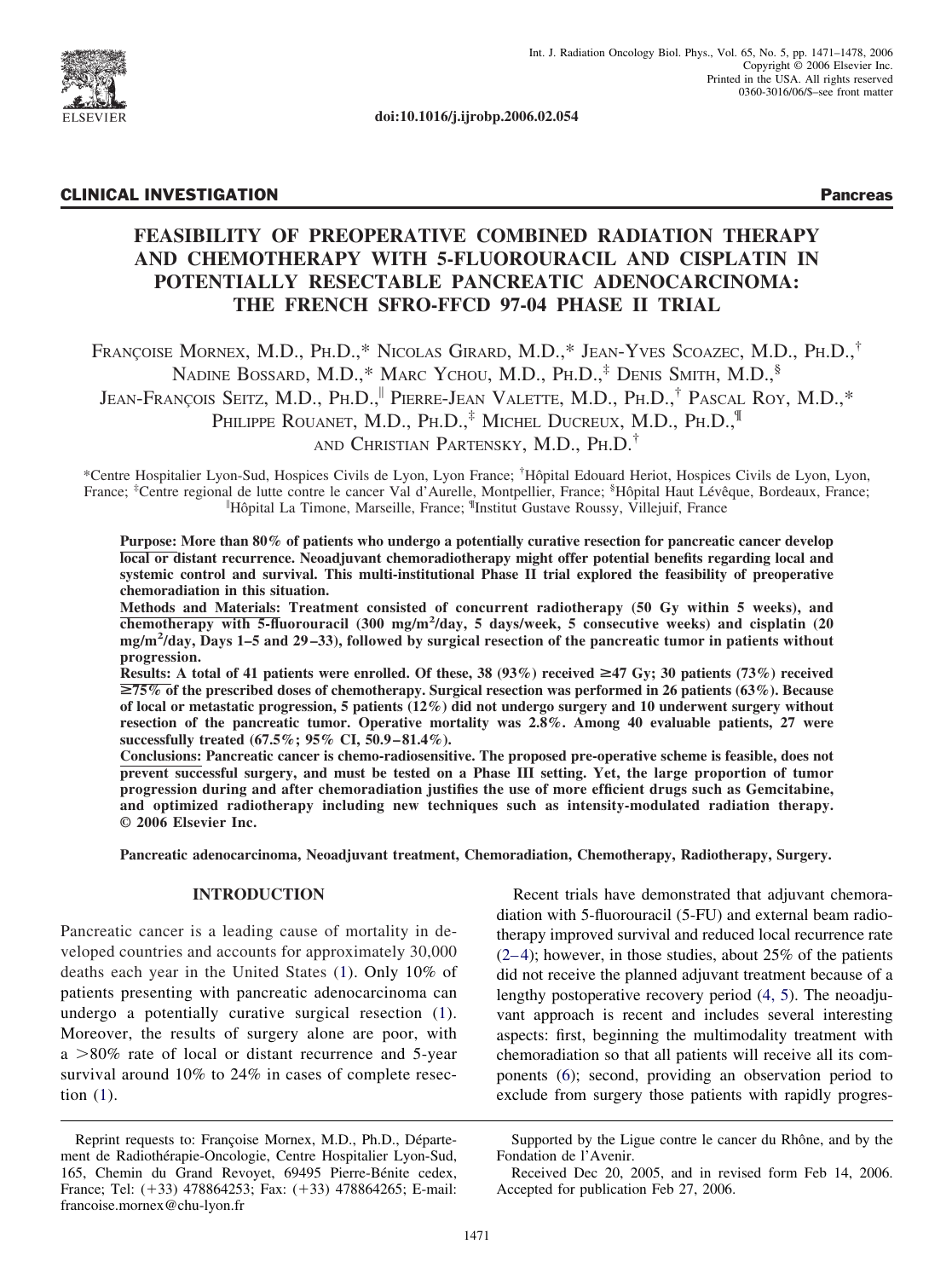doi:10.1016/j.ijrobp.2006.02.054

**CLINICAL INVESTIGATION** **Pancreas**

# FEASIBILITY OF PREOPERATIVE COMBINED RADIATION THERAPY AND CHEMOTHERAPY WITH 5-FLUOROURACIL AND CISPLATIN IN POTENTIALLY RESECTABLE PANCREATIC ADENOCARCINOMA: THE FRENCH SFRO-FFCD 97-04 PHASE II TRIAL

Françoise Mornex, M.D., Ph.D.,* Nicolas Girard, M.D.,* Jean-Yves Scoazec, M.D., Ph.D.,† Nadine Bossard, M.D.,* Marc Ychou, M.D., Ph.D.,‡ Denis Smith, M.D.,§ Jean-François Seitz, M.D., Ph.D.,‖ Pierre-Jean Valette, M.D., Ph.D.,† Pascal Roy, M.D.,* Philippe Rouanet, M.D., Ph.D.,‡ Michel Ducreux, M.D., Ph.D.,¶ and Christian Partensky, M.D., Ph.D.†

*Centre Hospitalier Lyon-Sud, Hospices Civils de Lyon, Lyon France; †Hôpital Edouard Heriot, Hospices Civils de Lyon, Lyon, France; ‡Centre regional de lutte contre le cancer Val d'Aurelle, Montpellier, France; §Hôpital Haut Lévêque, Bordeaux, France; ‖Hôpital La Timone, Marseille, France; ¶Institut Gustave Roussy, Villejuif, France

**Purpose: More than 80% of patients who undergo a potentially curative resection for pancreatic cancer develop local or distant recurrence. Neoadjuvant chemoradiotherapy might offer potential benefits regarding local and systemic control and survival. This multi-institutional Phase II trial explored the feasibility of preoperative chemoradiation in this situation.**

**Methods and Materials: Treatment consisted of concurrent radiotherapy (50 Gy within 5 weeks), and chemotherapy with 5-fluorouracil (300 mg/m$^2$/day, 5 days/week, 5 consecutive weeks) and cisplatin (20 mg/m$^2$/day, Days 1–5 and 29–33), followed by surgical resection of the pancreatic tumor in patients without progression.**

**Results: A total of 41 patients were enrolled. Of these, 38 (93%) received ≥47 Gy; 30 patients (73%) received ≥75% of the prescribed doses of chemotherapy. Surgical resection was performed in 26 patients (63%). Because of local or metastatic progression, 5 patients (12%) did not undergo surgery and 10 underwent surgery without resection of the pancreatic tumor. Operative mortality was 2.8%. Among 40 evaluable patients, 27 were successfully treated (67.5%; 95% CI, 50.9–81.4%).**

**Conclusions: Pancreatic cancer is chemo-radiosensitive. The proposed pre-operative scheme is feasible, does not prevent successful surgery, and must be tested on a Phase III setting. Yet, the large proportion of tumor progression during and after chemoradiation justifies the use of more efficient drugs such as Gemcitabine, and optimized radiotherapy including new techniques such as intensity-modulated radiation therapy. © 2006 Elsevier Inc.**

**Pancreatic adenocarcinoma, Neoadjuvant treatment, Chemoradiation, Chemotherapy, Radiotherapy, Surgery.**

## INTRODUCTION

Pancreatic cancer is a leading cause of mortality in developed countries and accounts for approximately 30,000 deaths each year in the United States (1). Only 10% of patients presenting with pancreatic adenocarcinoma can undergo a potentially curative surgical resection (1). Moreover, the results of surgery alone are poor, with a >80% rate of local or distant recurrence and 5-year survival around 10% to 24% in cases of complete resection (1).

Recent trials have demonstrated that adjuvant chemoradiation with 5-fluorouracil (5-FU) and external beam radiotherapy improved survival and reduced local recurrence rate (2–4); however, in those studies, about 25% of the patients did not receive the planned adjuvant treatment because of a lengthy postoperative recovery period (4, 5). The neoadjuvant approach is recent and includes several interesting aspects: first, beginning the multimodality treatment with chemoradiation so that all patients will receive all its components (6); second, providing an observation period to exclude from surgery those patients with rapidly progres-

Reprint requests to: Françoise Mornex, M.D., Ph.D., Département de Radiothérapie-Oncologie, Centre Hospitalier Lyon-Sud, 165, Chemin du Grand Revoyet, 69495 Pierre-Bénite cedex, France; Tel: (+33) 478864253; Fax: (+33) 478864265; E-mail: francoise.mornex@chu-lyon.fr

Supported by the Ligue contre le cancer du Rhône, and by the Fondation de l'Avenir.

Received Dec 20, 2005, and in revised form Feb 14, 2006. Accepted for publication Feb 27, 2006.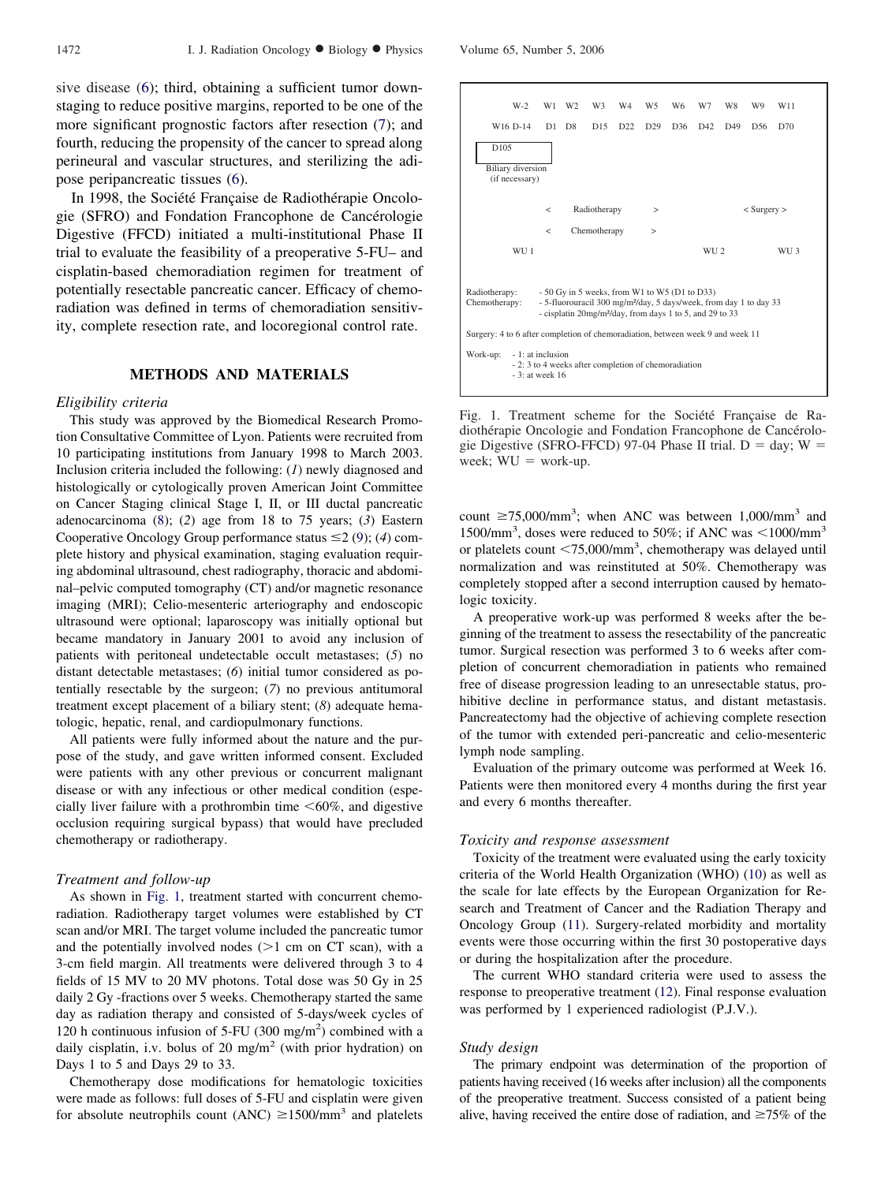sive disease (6); third, obtaining a sufficient tumor downstaging to reduce positive margins, reported to be one of the more significant prognostic factors after resection (7); and fourth, reducing the propensity of the cancer to spread along perineural and vascular structures, and sterilizing the adipose peripancreatic tissues (6).

In 1998, the Société Française de Radiothérapie Oncologie (SFRO) and Fondation Francophone de Cancérologie Digestive (FFCD) initiated a multi-institutional Phase II trial to evaluate the feasibility of a preoperative 5-FU– and cisplatin-based chemoradiation regimen for treatment of potentially resectable pancreatic cancer. Efficacy of chemoradiation was defined in terms of chemoradiation sensitivity, complete resection rate, and locoregional control rate.

## METHODS AND MATERIALS

### *Eligibility criteria*

This study was approved by the Biomedical Research Promotion Consultative Committee of Lyon. Patients were recruited from 10 participating institutions from January 1998 to March 2003. Inclusion criteria included the following: (*1*) newly diagnosed and histologically or cytologically proven American Joint Committee on Cancer Staging clinical Stage I, II, or III ductal pancreatic adenocarcinoma (8); (*2*) age from 18 to 75 years; (*3*) Eastern Cooperative Oncology Group performance status ≤2 (9); (*4*) complete history and physical examination, staging evaluation requiring abdominal ultrasound, chest radiography, thoracic and abdominal–pelvic computed tomography (CT) and/or magnetic resonance imaging (MRI); Celio-mesenteric arteriography and endoscopic ultrasound were optional; laparoscopy was initially optional but became mandatory in January 2001 to avoid any inclusion of patients with peritoneal undetectable occult metastases; (*5*) no distant detectable metastases; (*6*) initial tumor considered as potentially resectable by the surgeon; (*7*) no previous antitumoral treatment except placement of a biliary stent; (*8*) adequate hematologic, hepatic, renal, and cardiopulmonary functions.

All patients were fully informed about the nature and the purpose of the study, and gave written informed consent. Excluded were patients with any other previous or concurrent malignant disease or with any infectious or other medical condition (especially liver failure with a prothrombin time <60%, and digestive occlusion requiring surgical bypass) that would have precluded chemotherapy or radiotherapy.

### *Treatment and follow-up*

As shown in Fig. 1, treatment started with concurrent chemoradiation. Radiotherapy target volumes were established by CT scan and/or MRI. The target volume included the pancreatic tumor and the potentially involved nodes (>1 cm on CT scan), with a 3-cm field margin. All treatments were delivered through 3 to 4 fields of 15 MV to 20 MV photons. Total dose was 50 Gy in 25 daily 2 Gy -fractions over 5 weeks. Chemotherapy started the same day as radiation therapy and consisted of 5-days/week cycles of 120 h continuous infusion of 5-FU (300 mg/m$^2$) combined with a daily cisplatin, i.v. bolus of 20 mg/m$^2$ (with prior hydration) on Days 1 to 5 and Days 29 to 33.

Chemotherapy dose modifications for hematologic toxicities were made as follows: full doses of 5-FU and cisplatin were given for absolute neutrophils count (ANC) ≥1500/mm$^3$ and platelets count ≥75,000/mm$^3$; when ANC was between 1,000/mm$^3$ and 1500/mm$^3$, doses were reduced to 50%; if ANC was <1000/mm$^3$ or platelets count <75,000/mm$^3$, chemotherapy was delayed until normalization and was reinstituted at 50%. Chemotherapy was completely stopped after a second interruption caused by hematologic toxicity.

A preoperative work-up was performed 8 weeks after the beginning of the treatment to assess the resectability of the pancreatic tumor. Surgical resection was performed 3 to 6 weeks after completion of concurrent chemoradiation in patients who remained free of disease progression leading to an unresectable status, prohibitive decline in performance status, and distant metastasis. Pancreatectomy had the objective of achieving complete resection of the tumor with extended peri-pancreatic and celio-mesenteric lymph node sampling.

Evaluation of the primary outcome was performed at Week 16. Patients were then monitored every 4 months during the first year and every 6 months thereafter.

| W-2 | W1 | W2 | W3 | W4 | W5 | W6 | W7 | W8 | W9 | W11 |
|---|---|---|---|---|---|---|---|---|---|---|
| W16 D-14 | D1 | D8 | D15 | D22 | D29 | D36 | D42 | D49 | D56 | D70 |
| D105 | | | | | | | | | | |
| Biliary diversion (if necessary) | | | | | | | | | | |
| | < Radiotherapy > | | | | | | | < Surgery > | | |
| | < Chemotherapy > | | | | | | | | | |
| WU 1 | | | | | | | WU 2 | | | WU 3 |

Radiotherapy: - 50 Gy in 5 weeks, from W1 to W5 (D1 to D33)
Chemotherapy: - 5-fluorouracil 300 mg/m²/day, 5 days/week, from day 1 to day 33
- cisplatin 20mg/m²/day, from days 1 to 5, and 29 to 33

Surgery: 4 to 6 after completion of chemoradiation, between week 9 and week 11

Work-up: - 1: at inclusion
- 2: 3 to 4 weeks after completion of chemoradiation
- 3: at week 16

Fig. 1. Treatment scheme for the Société Française de Radiothérapie Oncologie and Fondation Francophone de Cancérologie Digestive (SFRO-FFCD) 97-04 Phase II trial. D = day; W = week; WU = work-up.

### *Toxicity and response assessment*

Toxicity of the treatment were evaluated using the early toxicity criteria of the World Health Organization (WHO) (10) as well as the scale for late effects by the European Organization for Research and Treatment of Cancer and the Radiation Therapy and Oncology Group (11). Surgery-related morbidity and mortality events were those occurring within the first 30 postoperative days or during the hospitalization after the procedure.

The current WHO standard criteria were used to assess the response to preoperative treatment (12). Final response evaluation was performed by 1 experienced radiologist (P.J.V.).

### *Study design*

The primary endpoint was determination of the proportion of patients having received (16 weeks after inclusion) all the components of the preoperative treatment. Success consisted of a patient being alive, having received the entire dose of radiation, and ≥75% of the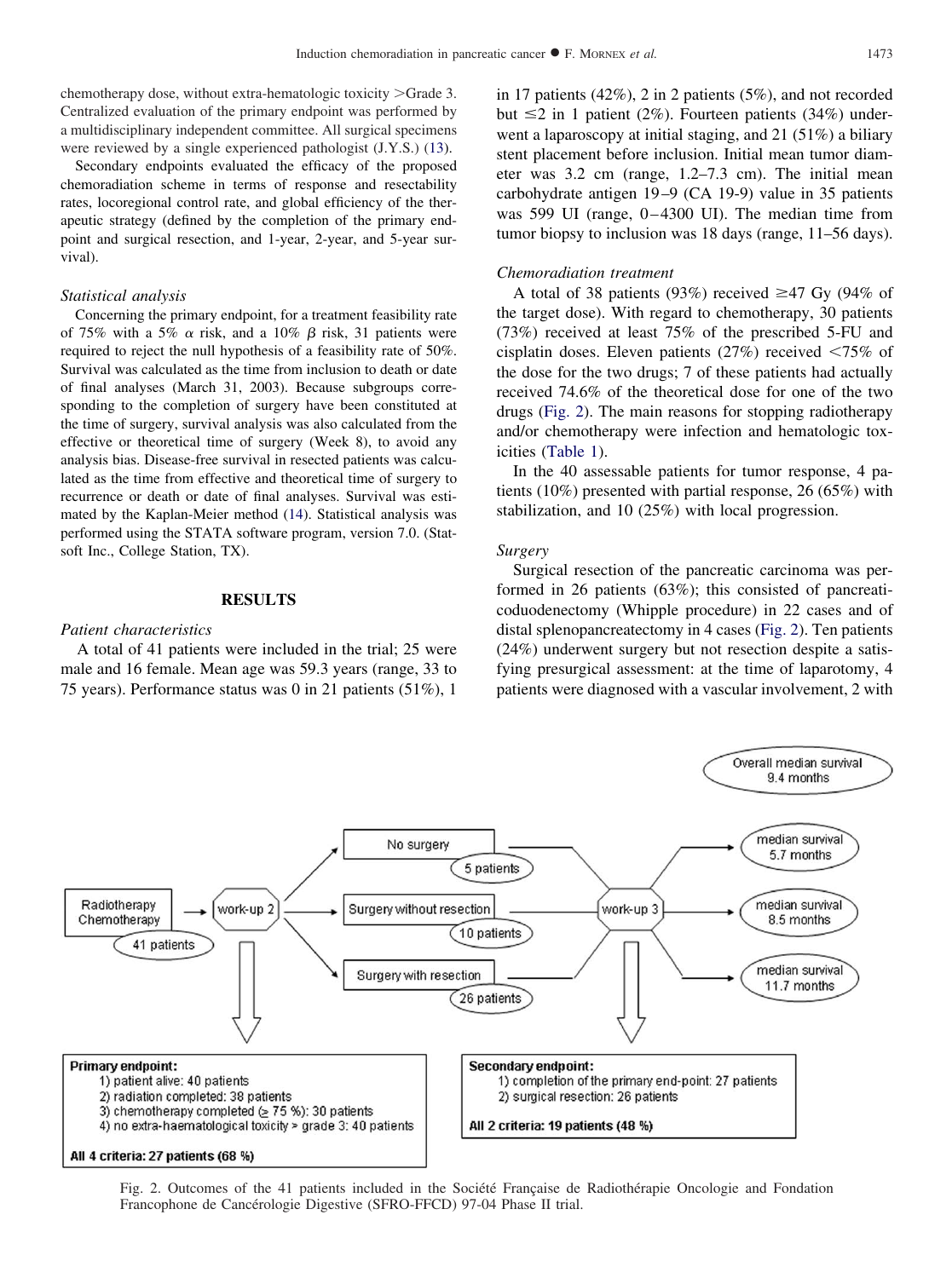chemotherapy dose, without extra-hematologic toxicity >Grade 3. Centralized evaluation of the primary endpoint was performed by a multidisciplinary independent committee. All surgical specimens were reviewed by a single experienced pathologist (J.Y.S.) (13).

Secondary endpoints evaluated the efficacy of the proposed chemoradiation scheme in terms of response and resectability rates, locoregional control rate, and global efficiency of the therapeutic strategy (defined by the completion of the primary endpoint and surgical resection, and 1-year, 2-year, and 5-year survival).

### *Statistical analysis*

Concerning the primary endpoint, for a treatment feasibility rate of 75% with a 5% $\alpha$ risk, and a 10% $\beta$ risk, 31 patients were required to reject the null hypothesis of a feasibility rate of 50%. Survival was calculated as the time from inclusion to death or date of final analyses (March 31, 2003). Because subgroups corresponding to the completion of surgery have been constituted at the time of surgery, survival analysis was also calculated from the effective or theoretical time of surgery (Week 8), to avoid any analysis bias. Disease-free survival in resected patients was calculated as the time from effective and theoretical time of surgery to recurrence or death or date of final analyses. Survival was estimated by the Kaplan-Meier method (14). Statistical analysis was performed using the STATA software program, version 7.0. (Statsoft Inc., College Station, TX).

## RESULTS

### *Patient characteristics*

A total of 41 patients were included in the trial; 25 were male and 16 female. Mean age was 59.3 years (range, 33 to 75 years). Performance status was 0 in 21 patients (51%), 1 in 17 patients (42%), 2 in 2 patients (5%), and not recorded but ≤2 in 1 patient (2%). Fourteen patients (34%) underwent a laparoscopy at initial staging, and 21 (51%) a biliary stent placement before inclusion. Initial mean tumor diameter was 3.2 cm (range, 1.2–7.3 cm). The initial mean carbohydrate antigen 19–9 (CA 19-9) value in 35 patients was 599 UI (range, 0–4300 UI). The median time from tumor biopsy to inclusion was 18 days (range, 11–56 days).

### *Chemoradiation treatment*

A total of 38 patients (93%) received ≥47 Gy (94% of the target dose). With regard to chemotherapy, 30 patients (73%) received at least 75% of the prescribed 5-FU and cisplatin doses. Eleven patients (27%) received <75% of the dose for the two drugs; 7 of these patients had actually received 74.6% of the theoretical dose for one of the two drugs (Fig. 2). The main reasons for stopping radiotherapy and/or chemotherapy were infection and hematologic toxicities (Table 1).

In the 40 assessable patients for tumor response, 4 patients (10%) presented with partial response, 26 (65%) with stabilization, and 10 (25%) with local progression.

### *Surgery*

Surgical resection of the pancreatic carcinoma was performed in 26 patients (63%); this consisted of pancreaticoduodenectomy (Whipple procedure) in 22 cases and of distal splenopancreatectomy in 4 cases (Fig. 2). Ten patients (24%) underwent surgery but not resection despite a satisfying presurgical assessment: at the time of laparotomy, 4 patients were diagnosed with a vascular involvement, 2 with

Radiotherapy Chemotherapy (41 patients) → work-up 2 → No surgery (5 patients) / Surgery without resection (10 patients) / Surgery with resection (26 patients) → work-up 3 → median survival 5.7 months / median survival 8.5 months / median survival 11.7 months. Overall median survival 9.4 months.

**Primary endpoint:**
1) patient alive: 40 patients
2) radiation completed: 38 patients
3) chemotherapy completed (≥ 75 %): 30 patients
4) no extra-haematological toxicity > grade 3: 40 patients

**All 4 criteria: 27 patients (68 %)**

**Secondary endpoint:**
1) completion of the primary end-point: 27 patients
2) surgical resection: 26 patients

**All 2 criteria: 19 patients (48 %)**

Fig. 2. Outcomes of the 41 patients included in the Société Française de Radiothérapie Oncologie and Fondation Francophone de Cancérologie Digestive (SFRO-FFCD) 97-04 Phase II trial.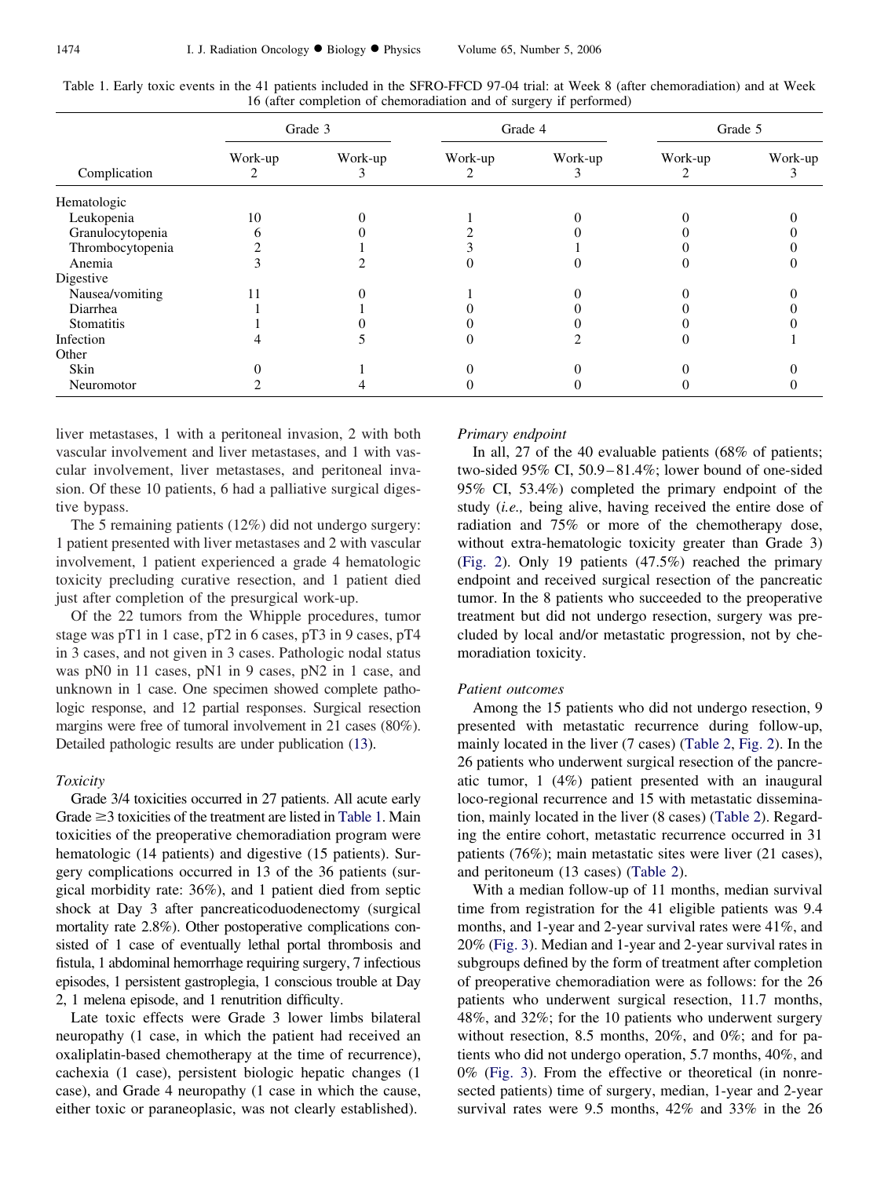Table 1. Early toxic events in the 41 patients included in the SFRO-FFCD 97-04 trial: at Week 8 (after chemoradiation) and at Week 16 (after completion of chemoradiation and of surgery if performed)

| Complication | Grade 3 | | Grade 4 | | Grade 5 | |
|---|---|---|---|---|---|---|
| | Work-up 2 | Work-up 3 | Work-up 2 | Work-up 3 | Work-up 2 | Work-up 3 |
| Hematologic | | | | | | |
| Leukopenia | 10 | 0 | 1 | 0 | 0 | 0 |
| Granulocytopenia | 6 | 0 | 2 | 0 | 0 | 0 |
| Thrombocytopenia | 2 | 1 | 3 | 1 | 0 | 0 |
| Anemia | 3 | 2 | 0 | 0 | 0 | 0 |
| Digestive | | | | | | |
| Nausea/vomiting | 11 | 0 | 1 | 0 | 0 | 0 |
| Diarrhea | 1 | 1 | 0 | 0 | 0 | 0 |
| Stomatitis | 1 | 0 | 0 | 0 | 0 | 0 |
| Infection | 4 | 5 | 0 | 2 | 0 | 1 |
| Other | | | | | | |
| Skin | 0 | 1 | 0 | 0 | 0 | 0 |
| Neuromotor | 2 | 4 | 0 | 0 | 0 | 0 |

liver metastases, 1 with a peritoneal invasion, 2 with both vascular involvement and liver metastases, and 1 with vascular involvement, liver metastases, and peritoneal invasion. Of these 10 patients, 6 had a palliative surgical digestive bypass.

The 5 remaining patients (12%) did not undergo surgery: 1 patient presented with liver metastases and 2 with vascular involvement, 1 patient experienced a grade 4 hematologic toxicity precluding curative resection, and 1 patient died just after completion of the presurgical work-up.

Of the 22 tumors from the Whipple procedures, tumor stage was pT1 in 1 case, pT2 in 6 cases, pT3 in 9 cases, pT4 in 3 cases, and not given in 3 cases. Pathologic nodal status was pN0 in 11 cases, pN1 in 9 cases, pN2 in 1 case, and unknown in 1 case. One specimen showed complete pathologic response, and 12 partial responses. Surgical resection margins were free of tumoral involvement in 21 cases (80%). Detailed pathologic results are under publication (13).

### *Toxicity*

Grade 3/4 toxicities occurred in 27 patients. All acute early Grade ≥3 toxicities of the treatment are listed in Table 1. Main toxicities of the preoperative chemoradiation program were hematologic (14 patients) and digestive (15 patients). Surgery complications occurred in 13 of the 36 patients (surgical morbidity rate: 36%), and 1 patient died from septic shock at Day 3 after pancreaticoduodenectomy (surgical mortality rate 2.8%). Other postoperative complications consisted of 1 case of eventually lethal portal thrombosis and fistula, 1 abdominal hemorrhage requiring surgery, 7 infectious episodes, 1 persistent gastroplegia, 1 conscious trouble at Day 2, 1 melena episode, and 1 renutrition difficulty.

Late toxic effects were Grade 3 lower limbs bilateral neuropathy (1 case, in which the patient had received an oxaliplatin-based chemotherapy at the time of recurrence), cachexia (1 case), persistent biologic hepatic changes (1 case), and Grade 4 neuropathy (1 case in which the cause, either toxic or paraneoplasic, was not clearly established).

### *Primary endpoint*

In all, 27 of the 40 evaluable patients (68% of patients; two-sided 95% CI, 50.9–81.4%; lower bound of one-sided 95% CI, 53.4%) completed the primary endpoint of the study (*i.e.,* being alive, having received the entire dose of radiation and 75% or more of the chemotherapy dose, without extra-hematologic toxicity greater than Grade 3) (Fig. 2). Only 19 patients (47.5%) reached the primary endpoint and received surgical resection of the pancreatic tumor. In the 8 patients who succeeded to the preoperative treatment but did not undergo resection, surgery was precluded by local and/or metastatic progression, not by chemoradiation toxicity.

### *Patient outcomes*

Among the 15 patients who did not undergo resection, 9 presented with metastatic recurrence during follow-up, mainly located in the liver (7 cases) (Table 2, Fig. 2). In the 26 patients who underwent surgical resection of the pancreatic tumor, 1 (4%) patient presented with an inaugural loco-regional recurrence and 15 with metastatic dissemination, mainly located in the liver (8 cases) (Table 2). Regarding the entire cohort, metastatic recurrence occurred in 31 patients (76%); main metastatic sites were liver (21 cases), and peritoneum (13 cases) (Table 2).

With a median follow-up of 11 months, median survival time from registration for the 41 eligible patients was 9.4 months, and 1-year and 2-year survival rates were 41%, and 20% (Fig. 3). Median and 1-year and 2-year survival rates in subgroups defined by the form of treatment after completion of preoperative chemoradiation were as follows: for the 26 patients who underwent surgical resection, 11.7 months, 48%, and 32%; for the 10 patients who underwent surgery without resection, 8.5 months, 20%, and 0%; and for patients who did not undergo operation, 5.7 months, 40%, and 0% (Fig. 3). From the effective or theoretical (in nonresected patients) time of surgery, median, 1-year and 2-year survival rates were 9.5 months, 42% and 33% in the 26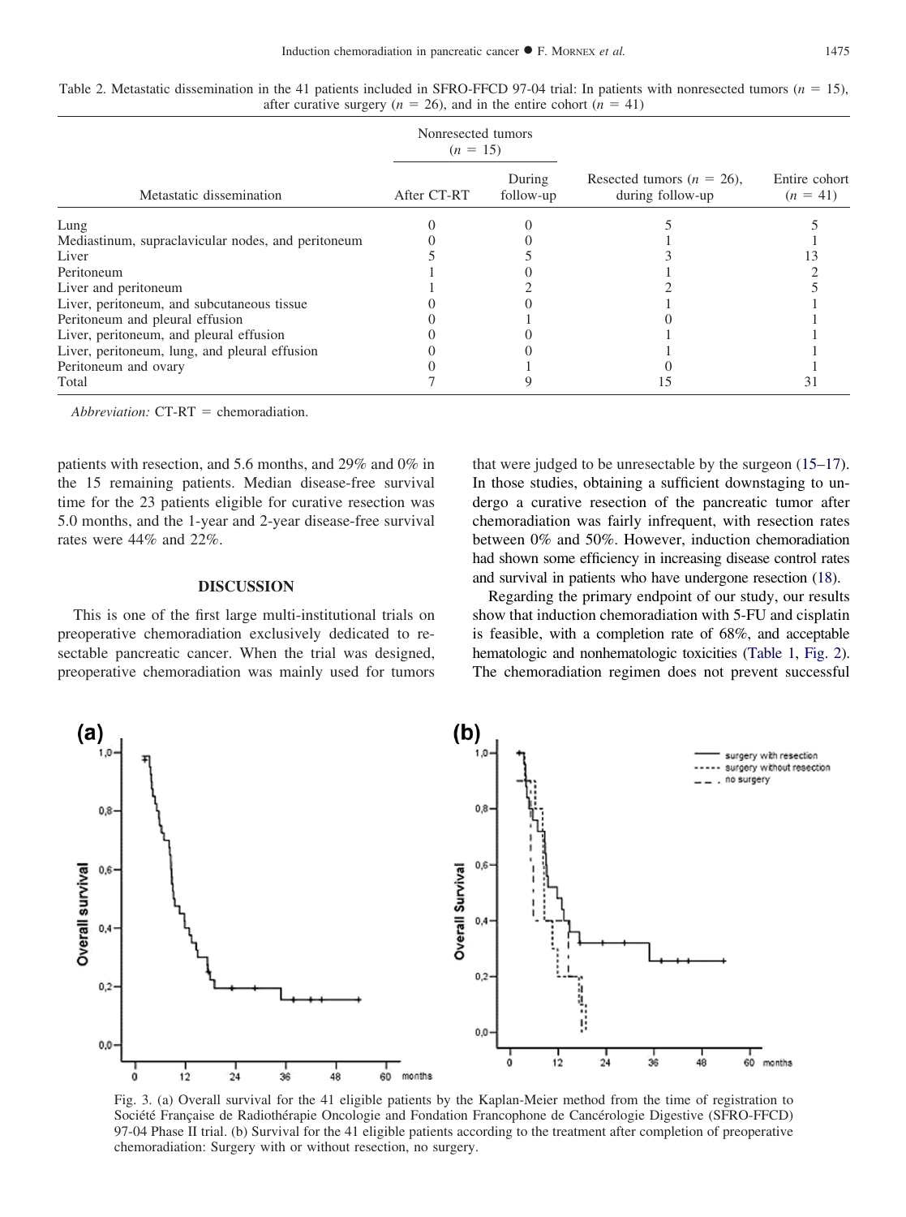Table 2. Metastatic dissemination in the 41 patients included in SFRO-FFCD 97-04 trial: In patients with nonresected tumors ($n$ = 15), after curative surgery ($n$ = 26), and in the entire cohort ($n$ = 41)

| Metastatic dissemination | Nonresected tumors ($n$ = 15) After CT-RT | Nonresected tumors ($n$ = 15) During follow-up | Resected tumors ($n$ = 26), during follow-up | Entire cohort ($n$ = 41) |
|---|---|---|---|---|
| Lung | 0 | 0 | 5 | 5 |
| Mediastinum, supraclavicular nodes, and peritoneum | 0 | 0 | 1 | 1 |
| Liver | 5 | 5 | 3 | 13 |
| Peritoneum | 1 | 0 | 1 | 2 |
| Liver and peritoneum | 1 | 2 | 2 | 5 |
| Liver, peritoneum, and subcutaneous tissue | 0 | 0 | 1 | 1 |
| Peritoneum and pleural effusion | 0 | 1 | 0 | 1 |
| Liver, peritoneum, and pleural effusion | 0 | 0 | 1 | 1 |
| Liver, peritoneum, lung, and pleural effusion | 0 | 0 | 1 | 1 |
| Peritoneum and ovary | 0 | 1 | 0 | 1 |
| Total | 7 | 9 | 15 | 31 |

*Abbreviation:* CT-RT = chemoradiation.

patients with resection, and 5.6 months, and 29% and 0% in the 15 remaining patients. Median disease-free survival time for the 23 patients eligible for curative resection was 5.0 months, and the 1-year and 2-year disease-free survival rates were 44% and 22%.

## DISCUSSION

This is one of the first large multi-institutional trials on preoperative chemoradiation exclusively dedicated to resectable pancreatic cancer. When the trial was designed, preoperative chemoradiation was mainly used for tumors that were judged to be unresectable by the surgeon (15–17). In those studies, obtaining a sufficient downstaging to undergo a curative resection of the pancreatic tumor after chemoradiation was fairly infrequent, with resection rates between 0% and 50%. However, induction chemoradiation had shown some efficiency in increasing disease control rates and survival in patients who have undergone resection (18).

Regarding the primary endpoint of our study, our results show that induction chemoradiation with 5-FU and cisplatin is feasible, with a completion rate of 68%, and acceptable hematologic and nonhematologic toxicities (Table 1, Fig. 2). The chemoradiation regimen does not prevent successful

Fig. 3. (a) Overall survival for the 41 eligible patients by the Kaplan-Meier method from the time of registration to Société Française de Radiothérapie Oncologie and Fondation Francophone de Cancérologie Digestive (SFRO-FFCD) 97-04 Phase II trial. (b) Survival for the 41 eligible patients according to the treatment after completion of preoperative chemoradiation: Surgery with or without resection, no surgery.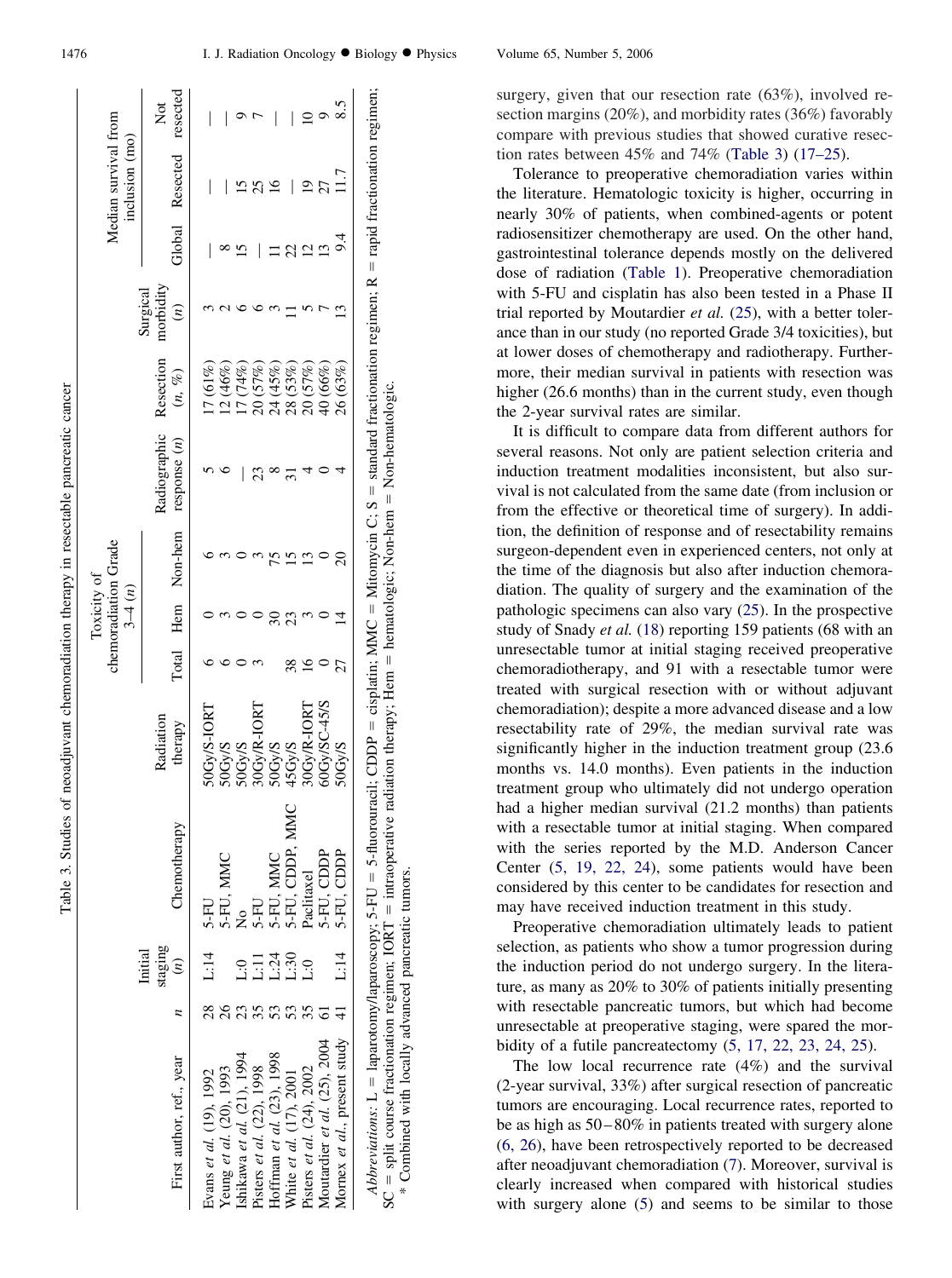Table 3. Studies of neoadjuvant chemoradiation therapy in resectable pancreatic cancer

| First author, ref., year | n | Initial staging (n) | Chemotherapy | Radiation therapy | Toxicity of chemoradiation Grade 3–4 (n) | | | Radiographic response (n) | Resection (n, %) | Surgical morbidity (n) | Median survival from inclusion (mo) | | |
|---|---|---|---|---|---|---|---|---|---|---|---|---|---|
| | | | | | Total | Hem | Non-hem | | | | Global | Resected | Not resected |
| Evans *et al.* (19), 1992 | 28 | L:14 | 5-FU | 50Gy/S-IORT | 6 | 0 | 6 | 5 | 17 (61%) | 3 | — | — | — |
| Yeung *et al.* (20), 1993 | 26 | | 5-FU, MMC | 50Gy/S | 6 | 3 | 3 | 6 | 12 (46%) | 2 | 8 | — | — |
| Ishikawa *et al.* (21), 1994 | 23 | L:0 | No | 50Gy/S | 0 | 0 | 0 | — | 17 (74%) | 6 | 15 | 15 | 9 |
| Pisters *et al.* (22), 1998 | 35 | L:11 | 5-FU | 30Gy/R-IORT | 3 | 0 | 3 | — | 20 (57%) | 6 | — | 25 | 7 |
| Hoffman *et al.* (23), 1998 | 53 | L:24 | 5-FU, MMC | 50Gy/S | | 30 | 75 | 23 | 24 (45%) | 3 | 11 | 16 | — |
| White *et al.* (17), 2001 | 53 | L:30 | 5-FU, CDDP, MMC | 45Gy/S | 38 | 23 | 15 | 8 | 28 (53%) | 11 | 22 | — | — |
| Pisters *et al.* (24), 2002 | 35 | L:0 | Paclitaxel | 30Gy/R-IORT | 16 | 3 | 13 | 31 | 20 (57%) | 5 | 12 | 19 | 10 |
| Moutardier *et al.* (25), 2004 | 61 | | 5-FU, CDDP | 60Gy/SC-45/S | 0 | 0 | 0 | 4 | 40 (66%) | 7 | 13 | 27 | 9 |
| Mornex *et al.*, present study | 41 | L:14 | 5-FU, CDDP | 50Gy/S | 27 | 14 | 20 | 0 | 26 (63%) | 13 | 9.4 | 11.7 | 8.5 |
| | | | | | | | | 4 | | | | | |

*Abbreviations*: L = laparotomy/laparoscopy; 5-FU = 5-fluorouracil; CDDP = cisplatin; MMC = Mitomycin C; S = standard fractionation regimen; R = rapid fractionation regimen; SC = split course fractionation regimen; IORT = intraoperative radiation therapy; Hem = hematologic; Non-hem = Non-hematologic.
* Combined with locally advanced pancreatic tumors.

surgery, given that our resection rate (63%), involved resection margins (20%), and morbidity rates (36%) favorably compare with previous studies that showed curative resection rates between 45% and 74% (Table 3) (17–25).

Tolerance to preoperative chemoradiation varies within the literature. Hematologic toxicity is higher, occurring in nearly 30% of patients, when combined-agents or potent radiosensitizer chemotherapy are used. On the other hand, gastrointestinal tolerance depends mostly on the delivered dose of radiation (Table 1). Preoperative chemoradiation with 5-FU and cisplatin has also been tested in a Phase II trial reported by Moutardier *et al.* (25), with a better tolerance than in our study (no reported Grade 3/4 toxicities), but at lower doses of chemotherapy and radiotherapy. Furthermore, their median survival in patients with resection was higher (26.6 months) than in the current study, even though the 2-year survival rates are similar.

It is difficult to compare data from different authors for several reasons. Not only are patient selection criteria and induction treatment modalities inconsistent, but also survival is not calculated from the same date (from inclusion or from the effective or theoretical time of surgery). In addition, the definition of response and of resectability remains surgeon-dependent even in experienced centers, not only at the time of the diagnosis but also after induction chemoradiation. The quality of surgery and the examination of the pathologic specimens can also vary (25). In the prospective study of Snady *et al.* (18) reporting 159 patients (68 with an unresectable tumor at initial staging received preoperative chemoradiotherapy, and 91 with a resectable tumor were treated with surgical resection with or without adjuvant chemoradiation); despite a more advanced disease and a low resectability rate of 29%, the median survival rate was significantly higher in the induction treatment group (23.6 months vs. 14.0 months). Even patients in the induction treatment group who ultimately did not undergo operation had a higher median survival (21.2 months) than patients with a resectable tumor at initial staging. When compared with the series reported by the M.D. Anderson Cancer Center (5, 19, 22, 24), some patients would have been considered by this center to be candidates for resection and may have received induction treatment in this study.

Preoperative chemoradiation ultimately leads to patient selection, as patients who show a tumor progression during the induction period do not undergo surgery. In the literature, as many as 20% to 30% of patients initially presenting with resectable pancreatic tumors, but which had become unresectable at preoperative staging, were spared the morbidity of a futile pancreatectomy (5, 17, 22, 23, 24, 25).

The low local recurrence rate (4%) and the survival (2-year survival, 33%) after surgical resection of pancreatic tumors are encouraging. Local recurrence rates, reported to be as high as 50–80% in patients treated with surgery alone (6, 26), have been retrospectively reported to be decreased after neoadjuvant chemoradiation (7). Moreover, survival is clearly increased when compared with historical studies with surgery alone (5) and seems to be similar to those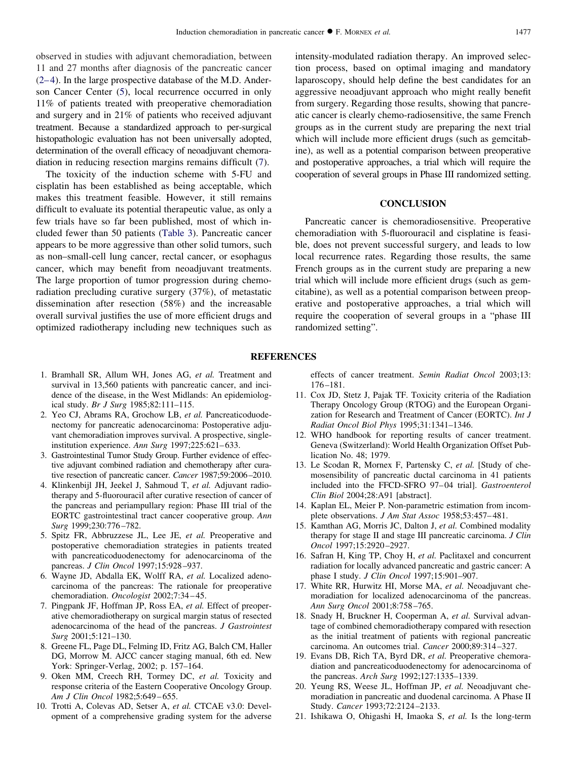observed in studies with adjuvant chemoradiation, between 11 and 27 months after diagnosis of the pancreatic cancer (2–4). In the large prospective database of the M.D. Anderson Cancer Center (5), local recurrence occurred in only 11% of patients treated with preoperative chemoradiation and surgery and in 21% of patients who received adjuvant treatment. Because a standardized approach to per-surgical histopathologic evaluation has not been universally adopted, determination of the overall efficacy of neoadjuvant chemoradiation in reducing resection margins remains difficult (7).

The toxicity of the induction scheme with 5-FU and cisplatin has been established as being acceptable, which makes this treatment feasible. However, it still remains difficult to evaluate its potential therapeutic value, as only a few trials have so far been published, most of which included fewer than 50 patients (Table 3). Pancreatic cancer appears to be more aggressive than other solid tumors, such as non–small-cell lung cancer, rectal cancer, or esophagus cancer, which may benefit from neoadjuvant treatments. The large proportion of tumor progression during chemoradiation precluding curative surgery (37%), of metastatic dissemination after resection (58%) and the increasable overall survival justifies the use of more efficient drugs and optimized radiotherapy including new techniques such as intensity-modulated radiation therapy. An improved selection process, based on optimal imaging and mandatory laparoscopy, should help define the best candidates for an aggressive neoadjuvant approach who might really benefit from surgery. Regarding those results, showing that pancreatic cancer is clearly chemo-radiosensitive, the same French groups as in the current study are preparing the next trial which will include more efficient drugs (such as gemcitabine), as well as a potential comparison between preoperative and postoperative approaches, a trial which will require the cooperation of several groups in Phase III randomized setting.

## CONCLUSION

Pancreatic cancer is chemoradiosensitive. Preoperative chemoradiation with 5-fluorouracil and cisplatine is feasible, does not prevent successful surgery, and leads to low local recurrence rates. Regarding those results, the same French groups as in the current study are preparing a new trial which will include more efficient drugs (such as gemcitabine), as well as a potential comparison between preoperative and postoperative approaches, a trial which will require the cooperation of several groups in a "phase III randomized setting".

## REFERENCES

1. Bramhall SR, Allum WH, Jones AG, *et al.* Treatment and survival in 13,560 patients with pancreatic cancer, and incidence of the disease, in the West Midlands: An epidemiological study. *Br J Surg* 1985;82:111–115.
2. Yeo CJ, Abrams RA, Grochow LB, *et al.* Pancreaticoduodenectomy for pancreatic adenocarcinoma: Postoperative adjuvant chemoradiation improves survival. A prospective, single-institution experience. *Ann Surg* 1997;225:621–633.
3. Gastrointestinal Tumor Study Group. Further evidence of effective adjuvant combined radiation and chemotherapy after curative resection of pancreatic cancer. *Cancer* 1987;59:2006–2010.
4. Klinkenbijl JH, Jeekel J, Sahmoud T, *et al.* Adjuvant radiotherapy and 5-fluorouracil after curative resection of cancer of the pancreas and periampullary region: Phase III trial of the EORTC gastrointestinal tract cancer cooperative group. *Ann Surg* 1999;230:776–782.
5. Spitz FR, Abbruzzese JL, Lee JE, *et al.* Preoperative and postoperative chemoradiation strategies in patients treated with pancreaticoduodenectomy for adenocarcinoma of the pancreas. *J Clin Oncol* 1997;15:928–937.
6. Wayne JD, Abdalla EK, Wolff RA, *et al.* Localized adenocarcinoma of the pancreas: The rationale for preoperative chemoradiation. *Oncologist* 2002;7:34–45.
7. Pingpank JF, Hoffman JP, Ross EA, *et al.* Effect of preoperative chemoradiotherapy on surgical margin status of resected adenocarcinoma of the head of the pancreas. *J Gastrointest Surg* 2001;5:121–130.
8. Greene FL, Page DL, Felming ID, Fritz AG, Balch CM, Haller DG, Morrow M. AJCC cancer staging manual, 6th ed. New York: Springer-Verlag, 2002; p. 157–164.
9. Oken MM, Creech RH, Tormey DC, *et al.* Toxicity and response criteria of the Eastern Cooperative Oncology Group. *Am J Clin Oncol* 1982;5:649–655.
10. Trotti A, Colevas AD, Setser A, *et al.* CTCAE v3.0: Development of a comprehensive grading system for the adverse effects of cancer treatment. *Semin Radiat Oncol* 2003;13: 176–181.
11. Cox JD, Stetz J, Pajak TF. Toxicity criteria of the Radiation Therapy Oncology Group (RTOG) and the European Organization for Research and Treatment of Cancer (EORTC). *Int J Radiat Oncol Biol Phys* 1995;31:1341–1346.
12. WHO handbook for reporting results of cancer treatment. Geneva (Switzerland): World Health Organization Offset Publication No. 48; 1979.
13. Le Scodan R, Mornex F, Partensky C, *et al.* [Study of chemosensibility of pancreatic ductal carcinoma in 41 patients included into the FFCD-SFRO 97–04 trial]. *Gastroenterol Clin Biol* 2004;28:A91 [abstract].
14. Kaplan EL, Meier P. Non-parametric estimation from incomplete observations. *J Am Stat Assoc* 1958;53:457–481.
15. Kamthan AG, Morris JC, Dalton J, *et al.* Combined modality therapy for stage II and stage III pancreatic carcinoma. *J Clin Oncol* 1997;15:2920–2927.
16. Safran H, King TP, Choy H, *et al.* Paclitaxel and concurrent radiation for locally advanced pancreatic and gastric cancer: A phase I study. *J Clin Oncol* 1997;15:901–907.
17. White RR, Hurwitz HI, Morse MA, *et al.* Neoadjuvant chemoradiation for localized adenocarcinoma of the pancreas. *Ann Surg Oncol* 2001;8:758–765.
18. Snady H, Bruckner H, Cooperman A, *et al.* Survival advantage of combined chemoradiotherapy compared with resection as the initial treatment of patients with regional pancreatic carcinoma. An outcomes trial. *Cancer* 2000;89:314–327.
19. Evans DB, Rich TA, Byrd DR, *et al.* Preoperative chemoradiation and pancreaticoduodenectomy for adenocarcinoma of the pancreas. *Arch Surg* 1992;127:1335–1339.
20. Yeung RS, Weese JL, Hoffman JP, *et al.* Neoadjuvant chemoradiation in pancreatic and duodenal carcinoma. A Phase II Study. *Cancer* 1993;72:2124–2133.
21. Ishikawa O, Ohigashi H, Imaoka S, *et al.* Is the long-term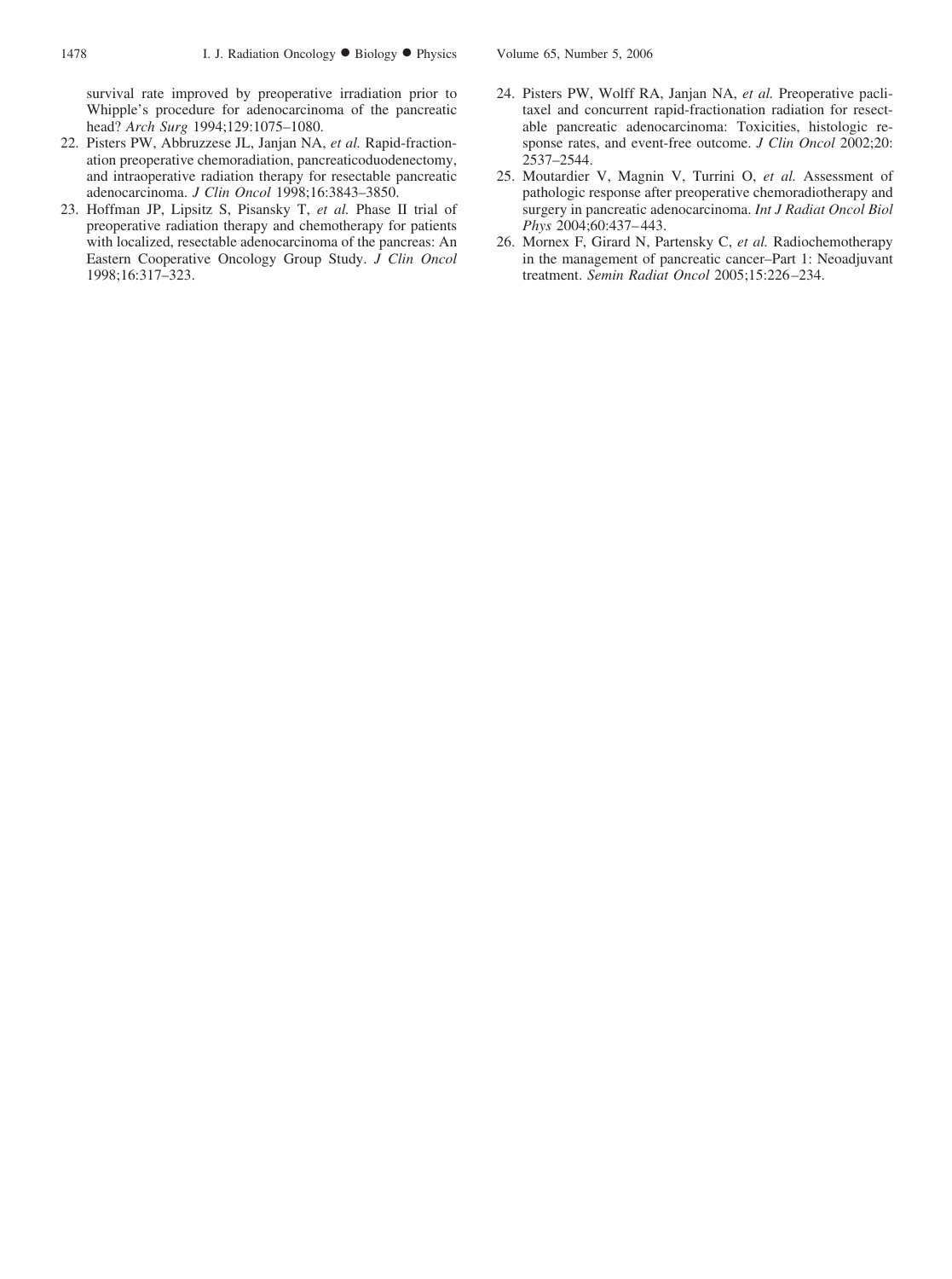survival rate improved by preoperative irradiation prior to Whipple's procedure for adenocarcinoma of the pancreatic head? *Arch Surg* 1994;129:1075–1080.

22. Pisters PW, Abbruzzese JL, Janjan NA, *et al.* Rapid-fractionation preoperative chemoradiation, pancreaticoduodenectomy, and intraoperative radiation therapy for resectable pancreatic adenocarcinoma. *J Clin Oncol* 1998;16:3843–3850.
23. Hoffman JP, Lipsitz S, Pisansky T, *et al.* Phase II trial of preoperative radiation therapy and chemotherapy for patients with localized, resectable adenocarcinoma of the pancreas: An Eastern Cooperative Oncology Group Study. *J Clin Oncol* 1998;16:317–323.
24. Pisters PW, Wolff RA, Janjan NA, *et al.* Preoperative paclitaxel and concurrent rapid-fractionation radiation for resectable pancreatic adenocarcinoma: Toxicities, histologic response rates, and event-free outcome. *J Clin Oncol* 2002;20: 2537–2544.
25. Moutardier V, Magnin V, Turrini O, *et al.* Assessment of pathologic response after preoperative chemoradiotherapy and surgery in pancreatic adenocarcinoma. *Int J Radiat Oncol Biol Phys* 2004;60:437–443.
26. Mornex F, Girard N, Partensky C, *et al.* Radiochemotherapy in the management of pancreatic cancer–Part 1: Neoadjuvant treatment. *Semin Radiat Oncol* 2005;15:226–234.